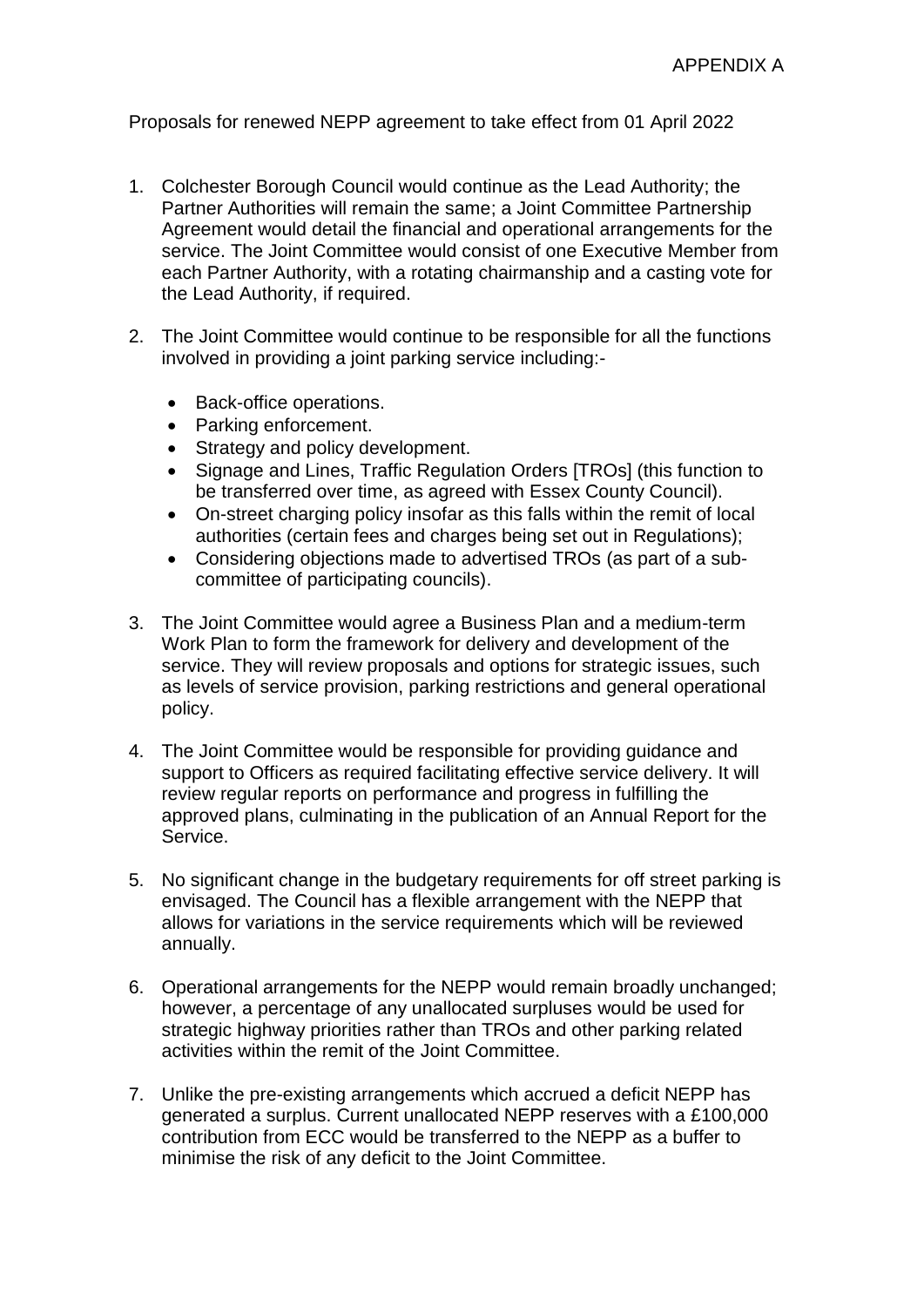APPENDIX A

Proposals for renewed NEPP agreement to take effect from 01 April 2022

1. Colchester Borough Council would continue as the Lead Authority; the Partner Authorities will remain the same; a Joint Committee Partnership Agreement would detail the financial and operational arrangements for the service. The Joint Committee would consist of one Executive Member from each Partner Authority, with a rotating chairmanship and a casting vote for the Lead Authority, if required.

2. The Joint Committee would continue to be responsible for all the functions involved in providing a joint parking service including:-

   - Back-office operations.
   - Parking enforcement.
   - Strategy and policy development.
   - Signage and Lines, Traffic Regulation Orders [TROs] (this function to be transferred over time, as agreed with Essex County Council).
   - On-street charging policy insofar as this falls within the remit of local authorities (certain fees and charges being set out in Regulations);
   - Considering objections made to advertised TROs (as part of a sub-committee of participating councils).

3. The Joint Committee would agree a Business Plan and a medium-term Work Plan to form the framework for delivery and development of the service. They will review proposals and options for strategic issues, such as levels of service provision, parking restrictions and general operational policy.

4. The Joint Committee would be responsible for providing guidance and support to Officers as required facilitating effective service delivery. It will review regular reports on performance and progress in fulfilling the approved plans, culminating in the publication of an Annual Report for the Service.

5. No significant change in the budgetary requirements for off street parking is envisaged. The Council has a flexible arrangement with the NEPP that allows for variations in the service requirements which will be reviewed annually.

6. Operational arrangements for the NEPP would remain broadly unchanged; however, a percentage of any unallocated surpluses would be used for strategic highway priorities rather than TROs and other parking related activities within the remit of the Joint Committee.

7. Unlike the pre-existing arrangements which accrued a deficit NEPP has generated a surplus. Current unallocated NEPP reserves with a £100,000 contribution from ECC would be transferred to the NEPP as a buffer to minimise the risk of any deficit to the Joint Committee.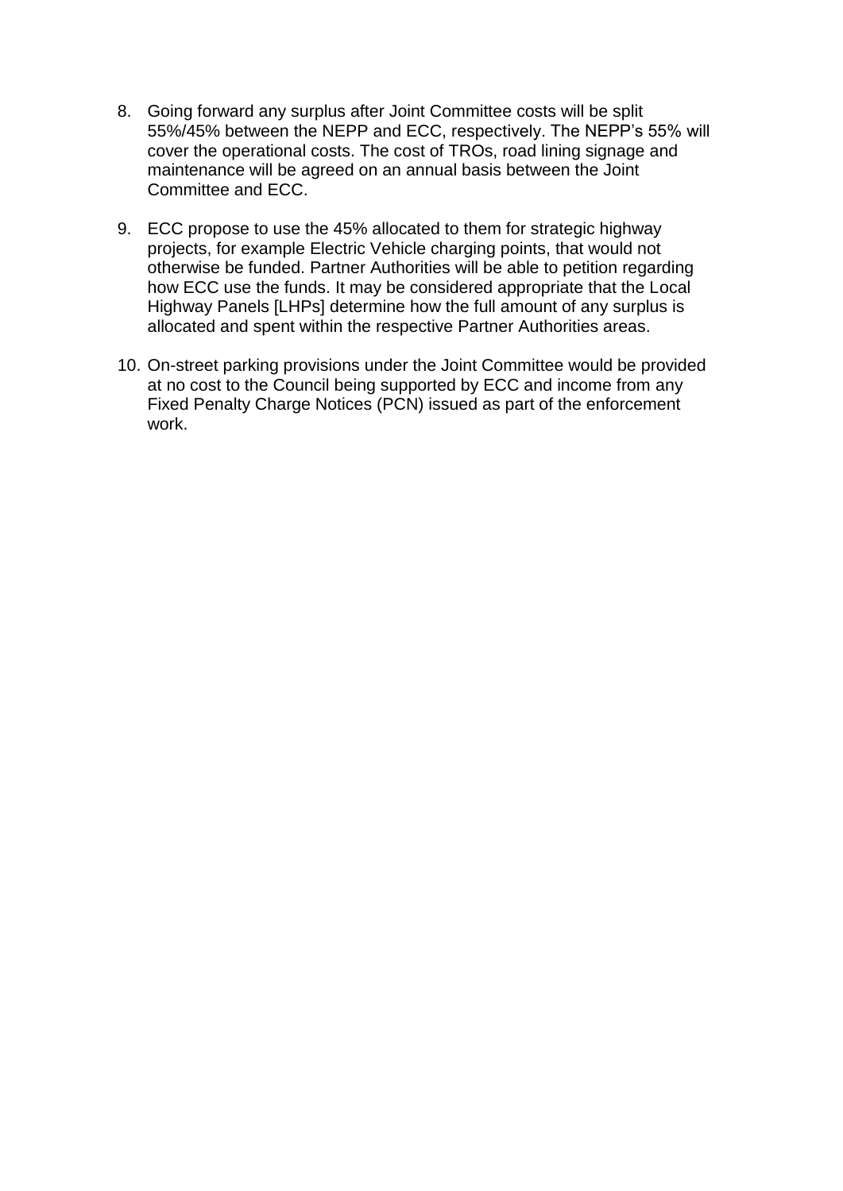8. Going forward any surplus after Joint Committee costs will be split 55%/45% between the NEPP and ECC, respectively. The NEPP's 55% will cover the operational costs. The cost of TROs, road lining signage and maintenance will be agreed on an annual basis between the Joint Committee and ECC.

9. ECC propose to use the 45% allocated to them for strategic highway projects, for example Electric Vehicle charging points, that would not otherwise be funded. Partner Authorities will be able to petition regarding how ECC use the funds. It may be considered appropriate that the Local Highway Panels [LHPs] determine how the full amount of any surplus is allocated and spent within the respective Partner Authorities areas.

10. On-street parking provisions under the Joint Committee would be provided at no cost to the Council being supported by ECC and income from any Fixed Penalty Charge Notices (PCN) issued as part of the enforcement work.